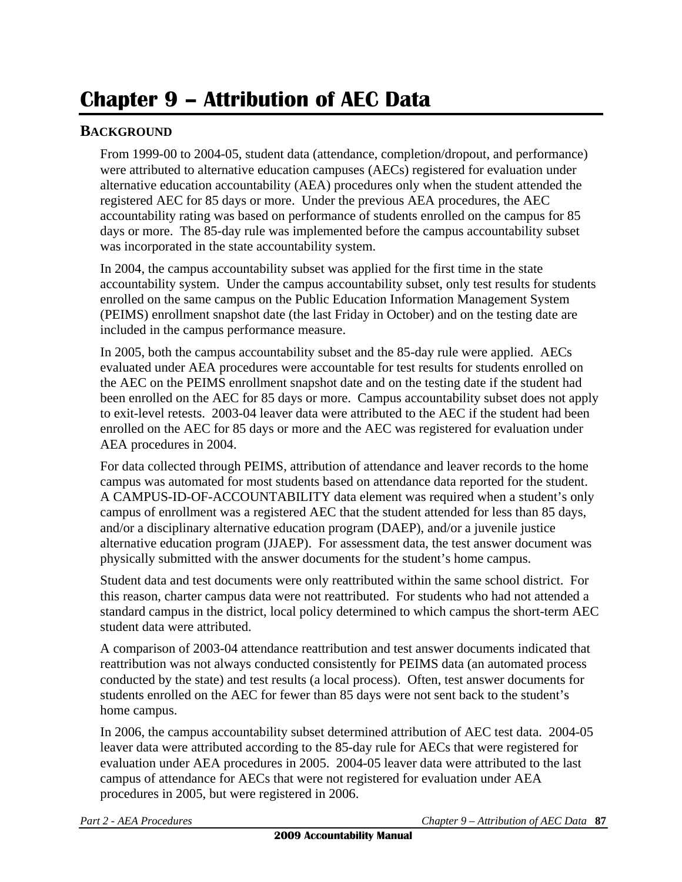# Chapter 9 – Attribution of AEC Data

## BACKGROUND

From 1999-00 to 2004-05, student data (attendance, completion/dropout, and performance) were attributed to alternative education campuses (AECs) registered for evaluation under alternative education accountability (AEA) procedures only when the student attended the registered AEC for 85 days or more. Under the previous AEA procedures, the AEC accountability rating was based on performance of students enrolled on the campus for 85 days or more. The 85-day rule was implemented before the campus accountability subset was incorporated in the state accountability system.

In 2004, the campus accountability subset was applied for the first time in the state accountability system. Under the campus accountability subset, only test results for students enrolled on the same campus on the Public Education Information Management System (PEIMS) enrollment snapshot date (the last Friday in October) and on the testing date are included in the campus performance measure.

In 2005, both the campus accountability subset and the 85-day rule were applied. AECs evaluated under AEA procedures were accountable for test results for students enrolled on the AEC on the PEIMS enrollment snapshot date and on the testing date if the student had been enrolled on the AEC for 85 days or more. Campus accountability subset does not apply to exit-level retests. 2003-04 leaver data were attributed to the AEC if the student had been enrolled on the AEC for 85 days or more and the AEC was registered for evaluation under AEA procedures in 2004.

For data collected through PEIMS, attribution of attendance and leaver records to the home campus was automated for most students based on attendance data reported for the student. A CAMPUS-ID-OF-ACCOUNTABILITY data element was required when a student's only campus of enrollment was a registered AEC that the student attended for less than 85 days, and/or a disciplinary alternative education program (DAEP), and/or a juvenile justice alternative education program (JJAEP). For assessment data, the test answer document was physically submitted with the answer documents for the student's home campus.

Student data and test documents were only reattributed within the same school district. For this reason, charter campus data were not reattributed. For students who had not attended a standard campus in the district, local policy determined to which campus the short-term AEC student data were attributed.

A comparison of 2003-04 attendance reattribution and test answer documents indicated that reattribution was not always conducted consistently for PEIMS data (an automated process conducted by the state) and test results (a local process). Often, test answer documents for students enrolled on the AEC for fewer than 85 days were not sent back to the student's home campus.

In 2006, the campus accountability subset determined attribution of AEC test data. 2004-05 leaver data were attributed according to the 85-day rule for AECs that were registered for evaluation under AEA procedures in 2005. 2004-05 leaver data were attributed to the last campus of attendance for AECs that were not registered for evaluation under AEA procedures in 2005, but were registered in 2006.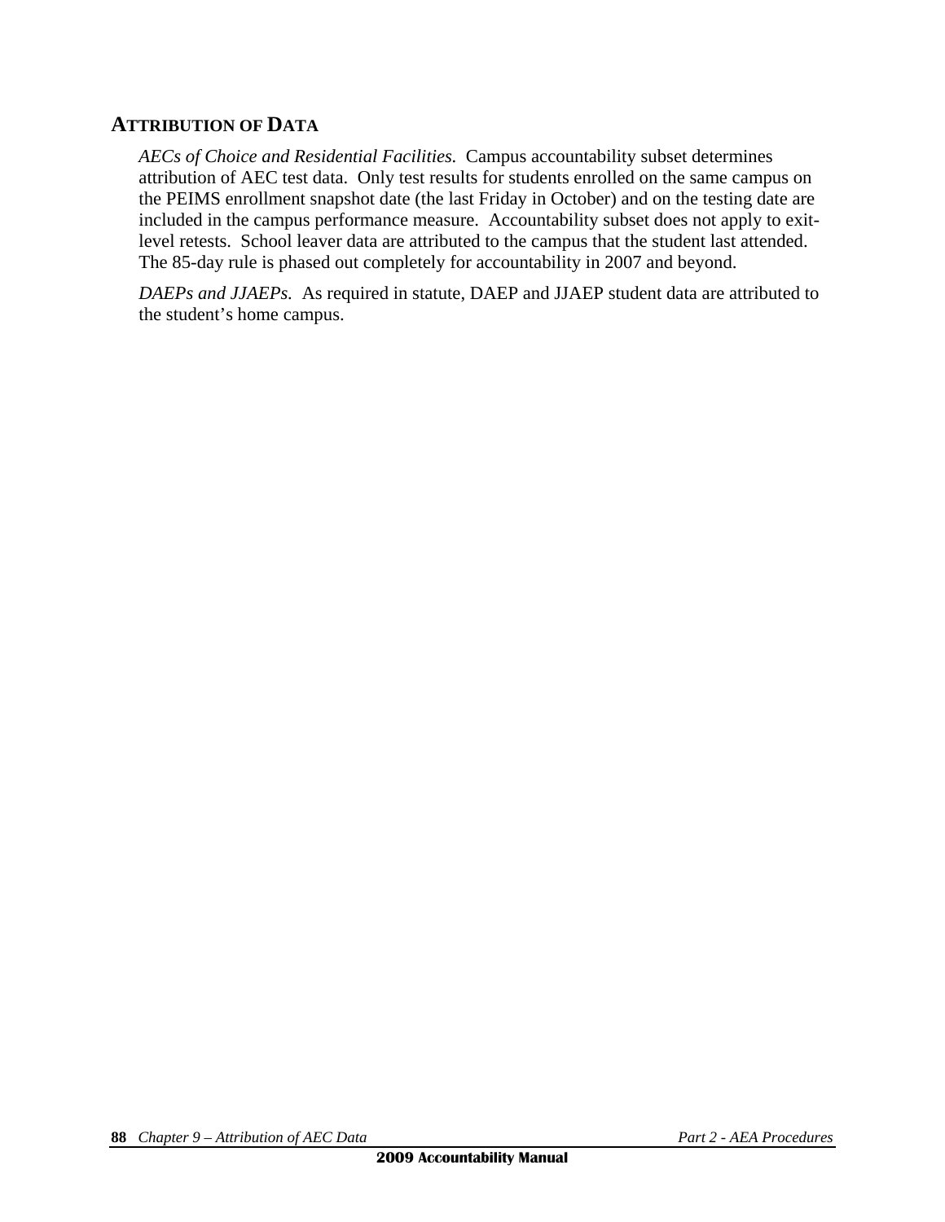## Attribution of Data

*AECs of Choice and Residential Facilities.* Campus accountability subset determines attribution of AEC test data. Only test results for students enrolled on the same campus on the PEIMS enrollment snapshot date (the last Friday in October) and on the testing date are included in the campus performance measure. Accountability subset does not apply to exit-level retests. School leaver data are attributed to the campus that the student last attended. The 85-day rule is phased out completely for accountability in 2007 and beyond.

*DAEPs and JJAEPs.* As required in statute, DAEP and JJAEP student data are attributed to the student's home campus.